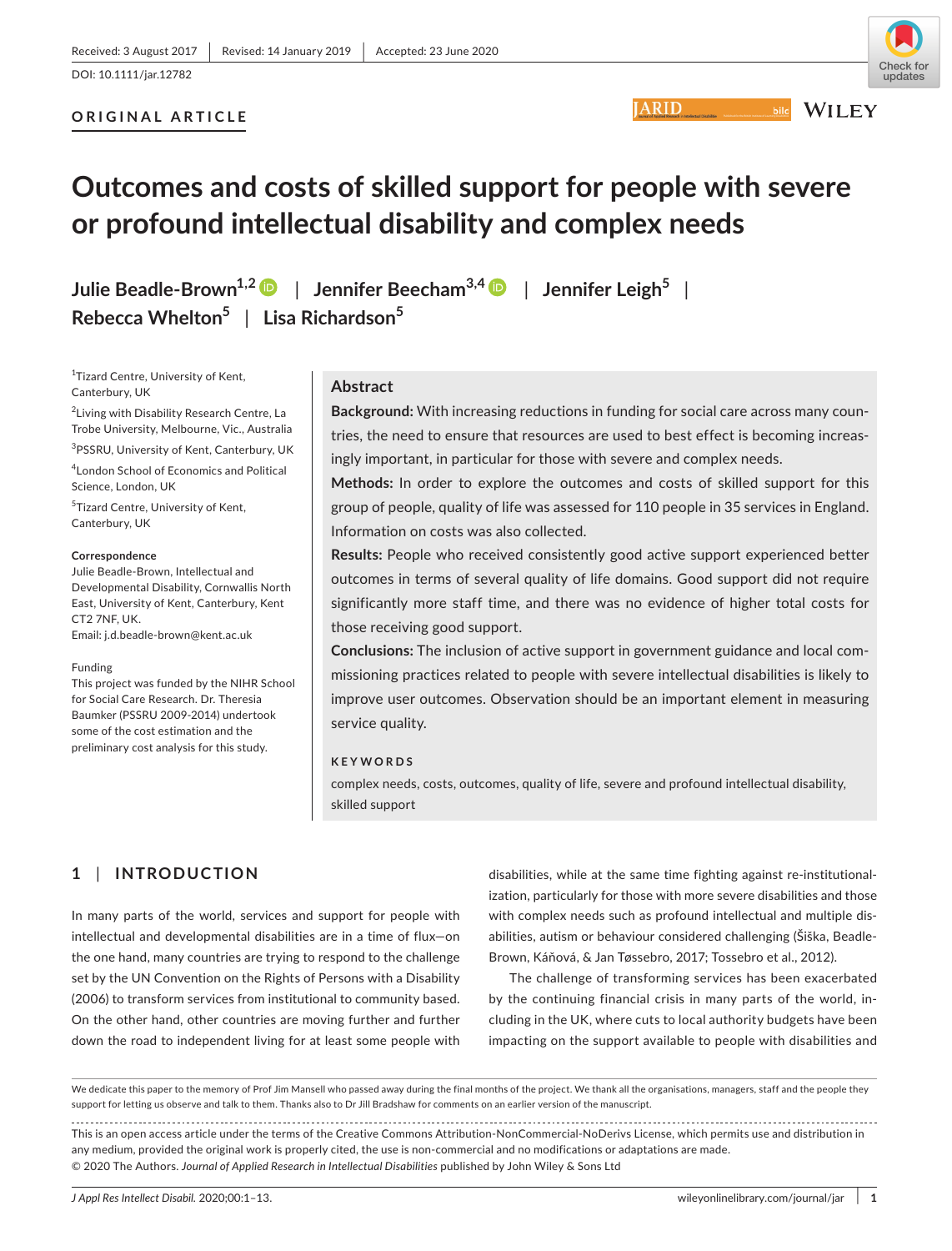Received: 3 August 2017 | Revised: 14 January 2019 | Accepted: 23 June 2020

DOI: 10.1111/jar.12782

**ORIGINAL ARTICLE**

# Outcomes and costs of skilled support for people with severe or profound intellectual disability and complex needs

**Julie Beadle-Brown**[1,2] | **Jennifer Beecham**[3,4] | **Jennifer Leigh**[5] | **Rebecca Whelton**[5] | **Lisa Richardson**[5]

[1]Tizard Centre, University of Kent, Canterbury, UK

[2]Living with Disability Research Centre, La Trobe University, Melbourne, Vic., Australia

[3]PSSRU, University of Kent, Canterbury, UK

[4]London School of Economics and Political Science, London, UK

[5]Tizard Centre, University of Kent, Canterbury, UK

**Correspondence**
Julie Beadle-Brown, Intellectual and Developmental Disability, Cornwallis North East, University of Kent, Canterbury, Kent CT2 7NF, UK.
Email: j.d.beadle-brown@kent.ac.uk

**Funding**
This project was funded by the NIHR School for Social Care Research. Dr. Theresia Baumker (PSSRU 2009-2014) undertook some of the cost estimation and the preliminary cost analysis for this study.

## Abstract

**Background:** With increasing reductions in funding for social care across many countries, the need to ensure that resources are used to best effect is becoming increasingly important, in particular for those with severe and complex needs.

**Methods:** In order to explore the outcomes and costs of skilled support for this group of people, quality of life was assessed for 110 people in 35 services in England. Information on costs was also collected.

**Results:** People who received consistently good active support experienced better outcomes in terms of several quality of life domains. Good support did not require significantly more staff time, and there was no evidence of higher total costs for those receiving good support.

**Conclusions:** The inclusion of active support in government guidance and local commissioning practices related to people with severe intellectual disabilities is likely to improve user outcomes. Observation should be an important element in measuring service quality.

**KEYWORDS**

complex needs, costs, outcomes, quality of life, severe and profound intellectual disability, skilled support

## 1 | INTRODUCTION

In many parts of the world, services and support for people with intellectual and developmental disabilities are in a time of flux—on the one hand, many countries are trying to respond to the challenge set by the UN Convention on the Rights of Persons with a Disability (2006) to transform services from institutional to community based. On the other hand, other countries are moving further and further down the road to independent living for at least some people with disabilities, while at the same time fighting against re-institutionalization, particularly for those with more severe disabilities and those with complex needs such as profound intellectual and multiple disabilities, autism or behaviour considered challenging (Šiška, Beadle-Brown, Káňová, & Jan Tøssebro, 2017; Tossebro et al., 2012).

The challenge of transforming services has been exacerbated by the continuing financial crisis in many parts of the world, including in the UK, where cuts to local authority budgets have been impacting on the support available to people with disabilities and

We dedicate this paper to the memory of Prof Jim Mansell who passed away during the final months of the project. We thank all the organisations, managers, staff and the people they support for letting us observe and talk to them. Thanks also to Dr Jill Bradshaw for comments on an earlier version of the manuscript.

This is an open access article under the terms of the Creative Commons Attribution-NonCommercial-NoDerivs License, which permits use and distribution in any medium, provided the original work is properly cited, the use is non-commercial and no modifications or adaptations are made.
© 2020 The Authors. *Journal of Applied Research in Intellectual Disabilities* published by John Wiley & Sons Ltd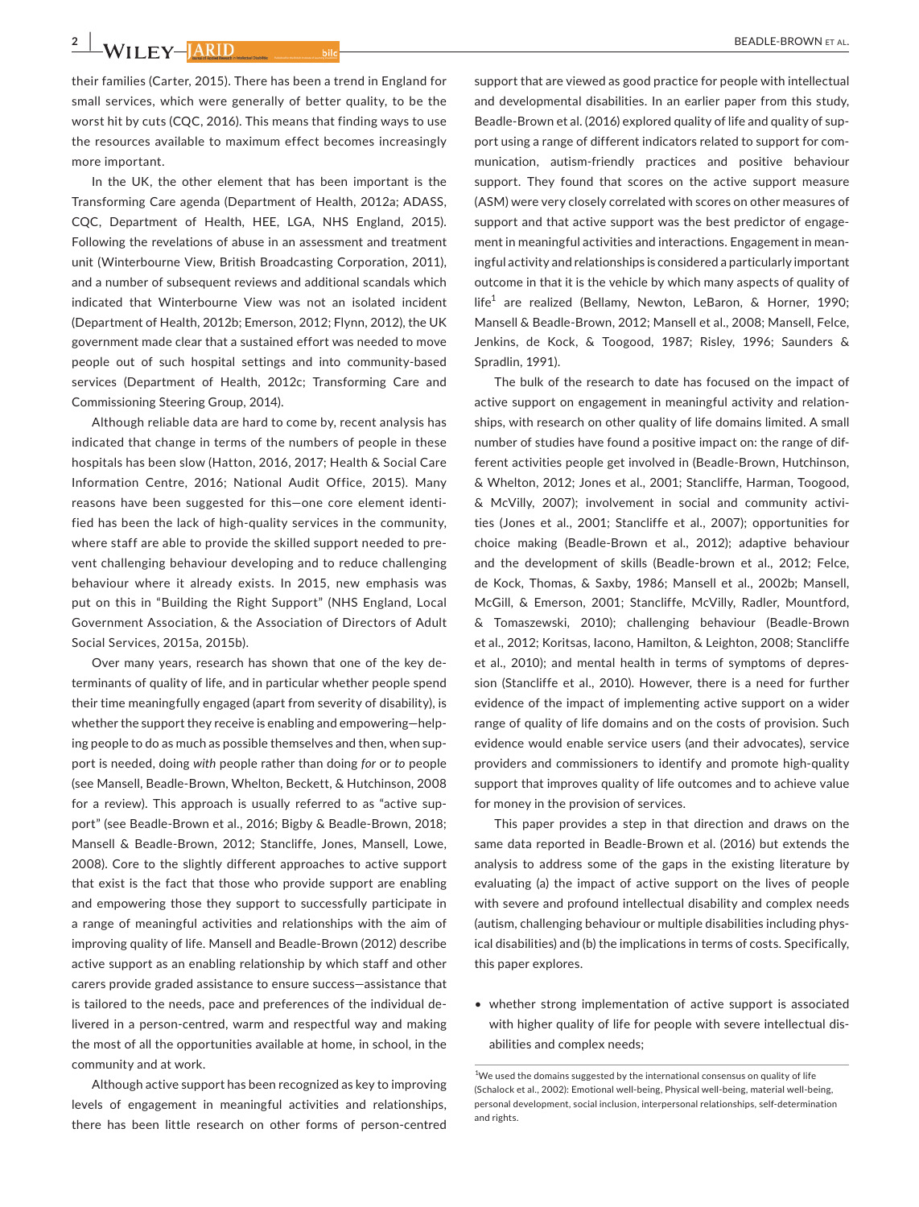their families (Carter, 2015). There has been a trend in England for small services, which were generally of better quality, to be the worst hit by cuts (CQC, 2016). This means that finding ways to use the resources available to maximum effect becomes increasingly more important.

In the UK, the other element that has been important is the Transforming Care agenda (Department of Health, 2012a; ADASS, CQC, Department of Health, HEE, LGA, NHS England, 2015). Following the revelations of abuse in an assessment and treatment unit (Winterbourne View, British Broadcasting Corporation, 2011), and a number of subsequent reviews and additional scandals which indicated that Winterbourne View was not an isolated incident (Department of Health, 2012b; Emerson, 2012; Flynn, 2012), the UK government made clear that a sustained effort was needed to move people out of such hospital settings and into community-based services (Department of Health, 2012c; Transforming Care and Commissioning Steering Group, 2014).

Although reliable data are hard to come by, recent analysis has indicated that change in terms of the numbers of people in these hospitals has been slow (Hatton, 2016, 2017; Health & Social Care Information Centre, 2016; National Audit Office, 2015). Many reasons have been suggested for this—one core element identified has been the lack of high-quality services in the community, where staff are able to provide the skilled support needed to prevent challenging behaviour developing and to reduce challenging behaviour where it already exists. In 2015, new emphasis was put on this in "Building the Right Support" (NHS England, Local Government Association, & the Association of Directors of Adult Social Services, 2015a, 2015b).

Over many years, research has shown that one of the key determinants of quality of life, and in particular whether people spend their time meaningfully engaged (apart from severity of disability), is whether the support they receive is enabling and empowering—helping people to do as much as possible themselves and then, when support is needed, doing *with* people rather than doing *for* or *to* people (see Mansell, Beadle-Brown, Whelton, Beckett, & Hutchinson, 2008 for a review). This approach is usually referred to as "active support" (see Beadle-Brown et al., 2016; Bigby & Beadle-Brown, 2018; Mansell & Beadle-Brown, 2012; Stancliffe, Jones, Mansell, Lowe, 2008). Core to the slightly different approaches to active support that exist is the fact that those who provide support are enabling and empowering those they support to successfully participate in a range of meaningful activities and relationships with the aim of improving quality of life. Mansell and Beadle-Brown (2012) describe active support as an enabling relationship by which staff and other carers provide graded assistance to ensure success—assistance that is tailored to the needs, pace and preferences of the individual delivered in a person-centred, warm and respectful way and making the most of all the opportunities available at home, in school, in the community and at work.

Although active support has been recognized as key to improving levels of engagement in meaningful activities and relationships, there has been little research on other forms of person-centred support that are viewed as good practice for people with intellectual and developmental disabilities. In an earlier paper from this study, Beadle-Brown et al. (2016) explored quality of life and quality of support using a range of different indicators related to support for communication, autism-friendly practices and positive behaviour support. They found that scores on the active support measure (ASM) were very closely correlated with scores on other measures of support and that active support was the best predictor of engagement in meaningful activities and interactions. Engagement in meaningful activity and relationships is considered a particularly important outcome in that it is the vehicle by which many aspects of quality of life[1] are realized (Bellamy, Newton, LeBaron, & Horner, 1990; Mansell & Beadle-Brown, 2012; Mansell et al., 2008; Mansell, Felce, Jenkins, de Kock, & Toogood, 1987; Risley, 1996; Saunders & Spradlin, 1991).

The bulk of the research to date has focused on the impact of active support on engagement in meaningful activity and relationships, with research on other quality of life domains limited. A small number of studies have found a positive impact on: the range of different activities people get involved in (Beadle-Brown, Hutchinson, & Whelton, 2012; Jones et al., 2001; Stancliffe, Harman, Toogood, & McVilly, 2007); involvement in social and community activities (Jones et al., 2001; Stancliffe et al., 2007); opportunities for choice making (Beadle-Brown et al., 2012); adaptive behaviour and the development of skills (Beadle-brown et al., 2012; Felce, de Kock, Thomas, & Saxby, 1986; Mansell et al., 2002b; Mansell, McGill, & Emerson, 2001; Stancliffe, McVilly, Radler, Mountford, & Tomaszewski, 2010); challenging behaviour (Beadle-Brown et al., 2012; Koritsas, Iacono, Hamilton, & Leighton, 2008; Stancliffe et al., 2010); and mental health in terms of symptoms of depression (Stancliffe et al., 2010). However, there is a need for further evidence of the impact of implementing active support on a wider range of quality of life domains and on the costs of provision. Such evidence would enable service users (and their advocates), service providers and commissioners to identify and promote high-quality support that improves quality of life outcomes and to achieve value for money in the provision of services.

This paper provides a step in that direction and draws on the same data reported in Beadle-Brown et al. (2016) but extends the analysis to address some of the gaps in the existing literature by evaluating (a) the impact of active support on the lives of people with severe and profound intellectual disability and complex needs (autism, challenging behaviour or multiple disabilities including physical disabilities) and (b) the implications in terms of costs. Specifically, this paper explores.

- whether strong implementation of active support is associated with higher quality of life for people with severe intellectual disabilities and complex needs;

[1]We used the domains suggested by the international consensus on quality of life (Schalock et al., 2002): Emotional well-being, Physical well-being, material well-being, personal development, social inclusion, interpersonal relationships, self-determination and rights.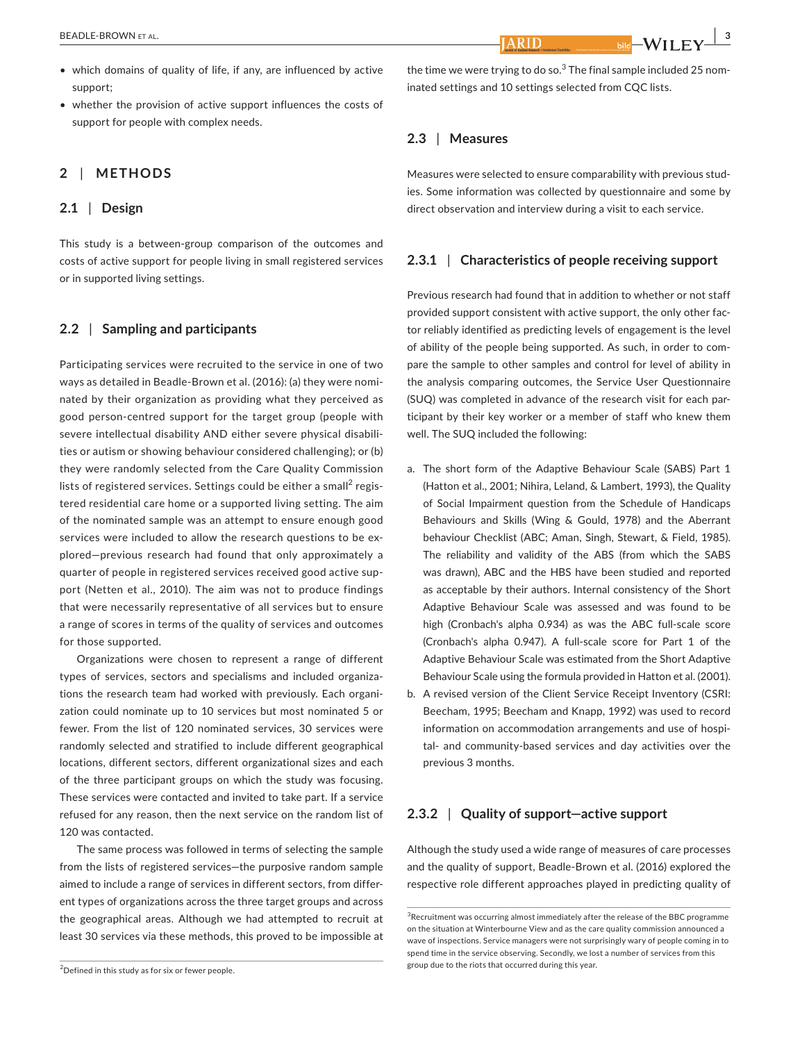- which domains of quality of life, if any, are influenced by active support;
- whether the provision of active support influences the costs of support for people with complex needs.

## 2 | METHODS

### 2.1 | Design

This study is a between-group comparison of the outcomes and costs of active support for people living in small registered services or in supported living settings.

### 2.2 | Sampling and participants

Participating services were recruited to the service in one of two ways as detailed in Beadle-Brown et al. (2016): (a) they were nominated by their organization as providing what they perceived as good person-centred support for the target group (people with severe intellectual disability AND either severe physical disabilities or autism or showing behaviour considered challenging); or (b) they were randomly selected from the Care Quality Commission lists of registered services. Settings could be either a small[2] registered residential care home or a supported living setting. The aim of the nominated sample was an attempt to ensure enough good services were included to allow the research questions to be explored—previous research had found that only approximately a quarter of people in registered services received good active support (Netten et al., 2010). The aim was not to produce findings that were necessarily representative of all services but to ensure a range of scores in terms of the quality of services and outcomes for those supported.

Organizations were chosen to represent a range of different types of services, sectors and specialisms and included organizations the research team had worked with previously. Each organization could nominate up to 10 services but most nominated 5 or fewer. From the list of 120 nominated services, 30 services were randomly selected and stratified to include different geographical locations, different sectors, different organizational sizes and each of the three participant groups on which the study was focusing. These services were contacted and invited to take part. If a service refused for any reason, then the next service on the random list of 120 was contacted.

The same process was followed in terms of selecting the sample from the lists of registered services—the purposive random sample aimed to include a range of services in different sectors, from different types of organizations across the three target groups and across the geographical areas. Although we had attempted to recruit at least 30 services via these methods, this proved to be impossible at the time we were trying to do so.[3] The final sample included 25 nominated settings and 10 settings selected from CQC lists.

[2]Defined in this study as for six or fewer people.

[3]Recruitment was occurring almost immediately after the release of the BBC programme on the situation at Winterbourne View and as the care quality commission announced a wave of inspections. Service managers were not surprisingly wary of people coming in to spend time in the service observing. Secondly, we lost a number of services from this group due to the riots that occurred during this year.

### 2.3 | Measures

Measures were selected to ensure comparability with previous studies. Some information was collected by questionnaire and some by direct observation and interview during a visit to each service.

#### 2.3.1 | Characteristics of people receiving support

Previous research had found that in addition to whether or not staff provided support consistent with active support, the only other factor reliably identified as predicting levels of engagement is the level of ability of the people being supported. As such, in order to compare the sample to other samples and control for level of ability in the analysis comparing outcomes, the Service User Questionnaire (SUQ) was completed in advance of the research visit for each participant by their key worker or a member of staff who knew them well. The SUQ included the following:

a. The short form of the Adaptive Behaviour Scale (SABS) Part 1 (Hatton et al., 2001; Nihira, Leland, & Lambert, 1993), the Quality of Social Impairment question from the Schedule of Handicaps Behaviours and Skills (Wing & Gould, 1978) and the Aberrant behaviour Checklist (ABC; Aman, Singh, Stewart, & Field, 1985). The reliability and validity of the ABS (from which the SABS was drawn), ABC and the HBS have been studied and reported as acceptable by their authors. Internal consistency of the Short Adaptive Behaviour Scale was assessed and was found to be high (Cronbach's alpha 0.934) as was the ABC full-scale score (Cronbach's alpha 0.947). A full-scale score for Part 1 of the Adaptive Behaviour Scale was estimated from the Short Adaptive Behaviour Scale using the formula provided in Hatton et al. (2001).
b. A revised version of the Client Service Receipt Inventory (CSRI: Beecham, 1995; Beecham and Knapp, 1992) was used to record information on accommodation arrangements and use of hospital- and community-based services and day activities over the previous 3 months.

#### 2.3.2 | Quality of support—active support

Although the study used a wide range of measures of care processes and the quality of support, Beadle-Brown et al. (2016) explored the respective role different approaches played in predicting quality of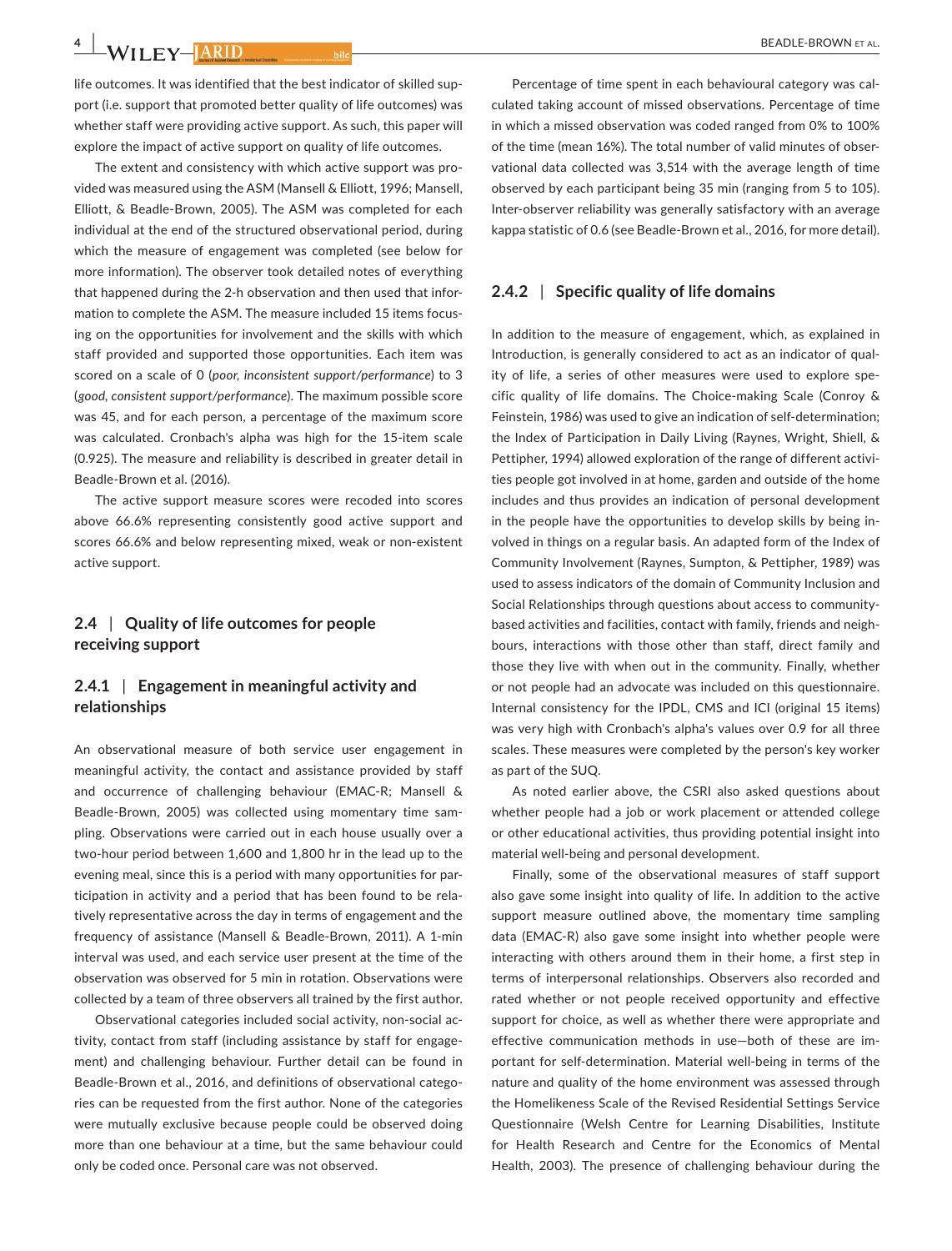life outcomes. It was identified that the best indicator of skilled support (i.e. support that promoted better quality of life outcomes) was whether staff were providing active support. As such, this paper will explore the impact of active support on quality of life outcomes.

The extent and consistency with which active support was provided was measured using the ASM (Mansell & Elliott, 1996; Mansell, Elliott, & Beadle-Brown, 2005). The ASM was completed for each individual at the end of the structured observational period, during which the measure of engagement was completed (see below for more information). The observer took detailed notes of everything that happened during the 2-h observation and then used that information to complete the ASM. The measure included 15 items focusing on the opportunities for involvement and the skills with which staff provided and supported those opportunities. Each item was scored on a scale of 0 (*poor, inconsistent support/performance*) to 3 (*good, consistent support/performance*). The maximum possible score was 45, and for each person, a percentage of the maximum score was calculated. Cronbach's alpha was high for the 15-item scale (0.925). The measure and reliability is described in greater detail in Beadle-Brown et al. (2016).

The active support measure scores were recoded into scores above 66.6% representing consistently good active support and scores 66.6% and below representing mixed, weak or non-existent active support.

## 2.4 | Quality of life outcomes for people receiving support

### 2.4.1 | Engagement in meaningful activity and relationships

An observational measure of both service user engagement in meaningful activity, the contact and assistance provided by staff and occurrence of challenging behaviour (EMAC-R; Mansell & Beadle-Brown, 2005) was collected using momentary time sampling. Observations were carried out in each house usually over a two-hour period between 1,600 and 1,800 hr in the lead up to the evening meal, since this is a period with many opportunities for participation in activity and a period that has been found to be relatively representative across the day in terms of engagement and the frequency of assistance (Mansell & Beadle-Brown, 2011). A 1-min interval was used, and each service user present at the time of the observation was observed for 5 min in rotation. Observations were collected by a team of three observers all trained by the first author.

Observational categories included social activity, non-social activity, contact from staff (including assistance by staff for engagement) and challenging behaviour. Further detail can be found in Beadle-Brown et al., 2016, and definitions of observational categories can be requested from the first author. None of the categories were mutually exclusive because people could be observed doing more than one behaviour at a time, but the same behaviour could only be coded once. Personal care was not observed.

Percentage of time spent in each behavioural category was calculated taking account of missed observations. Percentage of time in which a missed observation was coded ranged from 0% to 100% of the time (mean 16%). The total number of valid minutes of observational data collected was 3,514 with the average length of time observed by each participant being 35 min (ranging from 5 to 105). Inter-observer reliability was generally satisfactory with an average kappa statistic of 0.6 (see Beadle-Brown et al., 2016, for more detail).

### 2.4.2 | Specific quality of life domains

In addition to the measure of engagement, which, as explained in Introduction, is generally considered to act as an indicator of quality of life, a series of other measures were used to explore specific quality of life domains. The Choice-making Scale (Conroy & Feinstein, 1986) was used to give an indication of self-determination; the Index of Participation in Daily Living (Raynes, Wright, Shiell, & Pettipher, 1994) allowed exploration of the range of different activities people got involved in at home, garden and outside of the home includes and thus provides an indication of personal development in the people have the opportunities to develop skills by being involved in things on a regular basis. An adapted form of the Index of Community Involvement (Raynes, Sumpton, & Pettipher, 1989) was used to assess indicators of the domain of Community Inclusion and Social Relationships through questions about access to community-based activities and facilities, contact with family, friends and neighbours, interactions with those other than staff, direct family and those they live with when out in the community. Finally, whether or not people had an advocate was included on this questionnaire. Internal consistency for the IPDL, CMS and ICI (original 15 items) was very high with Cronbach's alpha's values over 0.9 for all three scales. These measures were completed by the person's key worker as part of the SUQ.

As noted earlier above, the CSRI also asked questions about whether people had a job or work placement or attended college or other educational activities, thus providing potential insight into material well-being and personal development.

Finally, some of the observational measures of staff support also gave some insight into quality of life. In addition to the active support measure outlined above, the momentary time sampling data (EMAC-R) also gave some insight into whether people were interacting with others around them in their home, a first step in terms of interpersonal relationships. Observers also recorded and rated whether or not people received opportunity and effective support for choice, as well as whether there were appropriate and effective communication methods in use—both of these are important for self-determination. Material well-being in terms of the nature and quality of the home environment was assessed through the Homelikeness Scale of the Revised Residential Settings Service Questionnaire (Welsh Centre for Learning Disabilities, Institute for Health Research and Centre for the Economics of Mental Health, 2003). The presence of challenging behaviour during the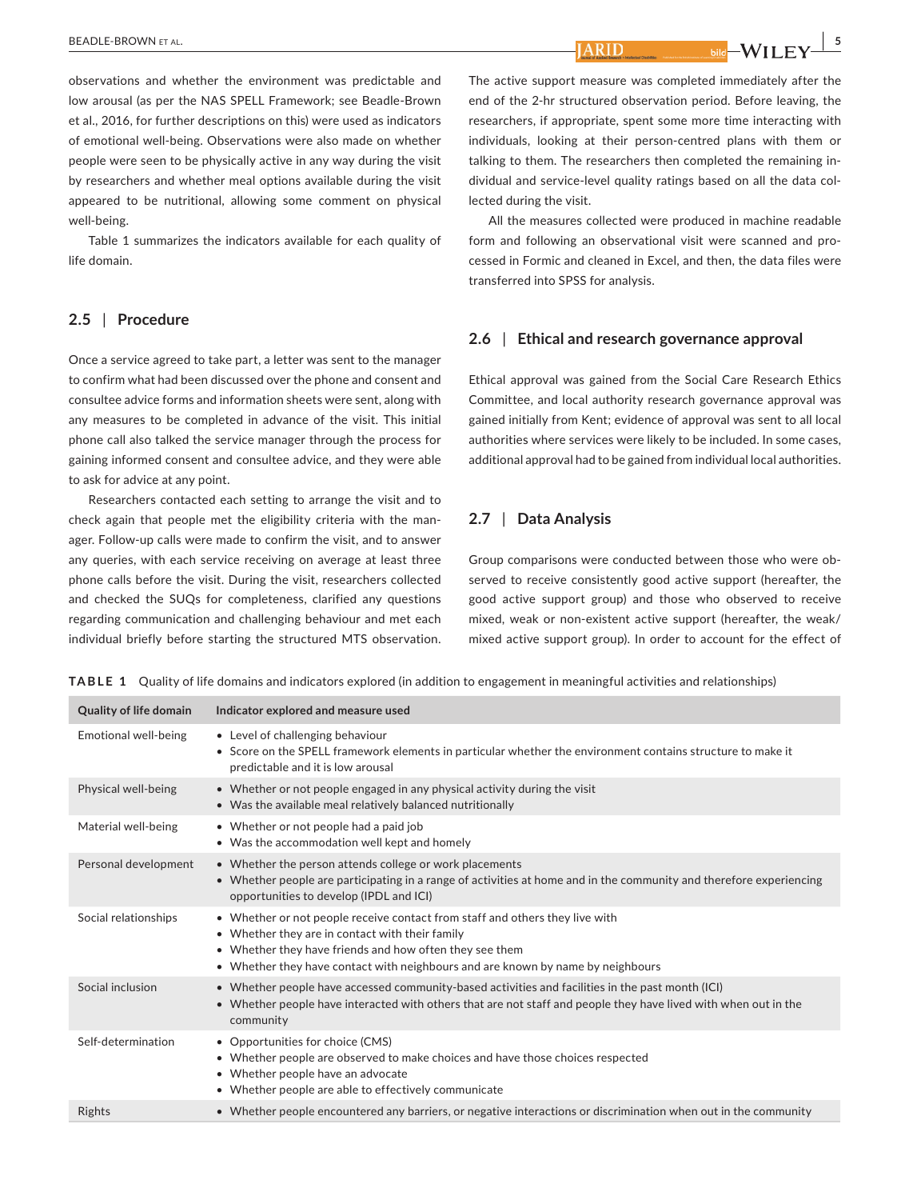observations and whether the environment was predictable and low arousal (as per the NAS SPELL Framework; see Beadle-Brown et al., 2016, for further descriptions on this) were used as indicators of emotional well-being. Observations were also made on whether people were seen to be physically active in any way during the visit by researchers and whether meal options available during the visit appeared to be nutritional, allowing some comment on physical well-being.

Table 1 summarizes the indicators available for each quality of life domain.

### 2.5 | Procedure

Once a service agreed to take part, a letter was sent to the manager to confirm what had been discussed over the phone and consent and consultee advice forms and information sheets were sent, along with any measures to be completed in advance of the visit. This initial phone call also talked the service manager through the process for gaining informed consent and consultee advice, and they were able to ask for advice at any point.

Researchers contacted each setting to arrange the visit and to check again that people met the eligibility criteria with the manager. Follow-up calls were made to confirm the visit, and to answer any queries, with each service receiving on average at least three phone calls before the visit. During the visit, researchers collected and checked the SUQs for completeness, clarified any questions regarding communication and challenging behaviour and met each individual briefly before starting the structured MTS observation. The active support measure was completed immediately after the end of the 2-hr structured observation period. Before leaving, the researchers, if appropriate, spent some more time interacting with individuals, looking at their person-centred plans with them or talking to them. The researchers then completed the remaining individual and service-level quality ratings based on all the data collected during the visit.

All the measures collected were produced in machine readable form and following an observational visit were scanned and processed in Formic and cleaned in Excel, and then, the data files were transferred into SPSS for analysis.

### 2.6 | Ethical and research governance approval

Ethical approval was gained from the Social Care Research Ethics Committee, and local authority research governance approval was gained initially from Kent; evidence of approval was sent to all local authorities where services were likely to be included. In some cases, additional approval had to be gained from individual local authorities.

### 2.7 | Data Analysis

Group comparisons were conducted between those who were observed to receive consistently good active support (hereafter, the good active support group) and those who observed to receive mixed, weak or non-existent active support (hereafter, the weak/mixed active support group). In order to account for the effect of

**TABLE 1** Quality of life domains and indicators explored (in addition to engagement in meaningful activities and relationships)

| Quality of life domain | Indicator explored and measure used |
|---|---|
| Emotional well-being | • Level of challenging behaviour<br>• Score on the SPELL framework elements in particular whether the environment contains structure to make it predictable and it is low arousal |
| Physical well-being | • Whether or not people engaged in any physical activity during the visit<br>• Was the available meal relatively balanced nutritionally |
| Material well-being | • Whether or not people had a paid job<br>• Was the accommodation well kept and homely |
| Personal development | • Whether the person attends college or work placements<br>• Whether people are participating in a range of activities at home and in the community and therefore experiencing opportunities to develop (IPDL and ICI) |
| Social relationships | • Whether or not people receive contact from staff and others they live with<br>• Whether they are in contact with their family<br>• Whether they have friends and how often they see them<br>• Whether they have contact with neighbours and are known by name by neighbours |
| Social inclusion | • Whether people have accessed community-based activities and facilities in the past month (ICI)<br>• Whether people have interacted with others that are not staff and people they have lived with when out in the community |
| Self-determination | • Opportunities for choice (CMS)<br>• Whether people are observed to make choices and have those choices respected<br>• Whether people have an advocate<br>• Whether people are able to effectively communicate |
| Rights | • Whether people encountered any barriers, or negative interactions or discrimination when out in the community |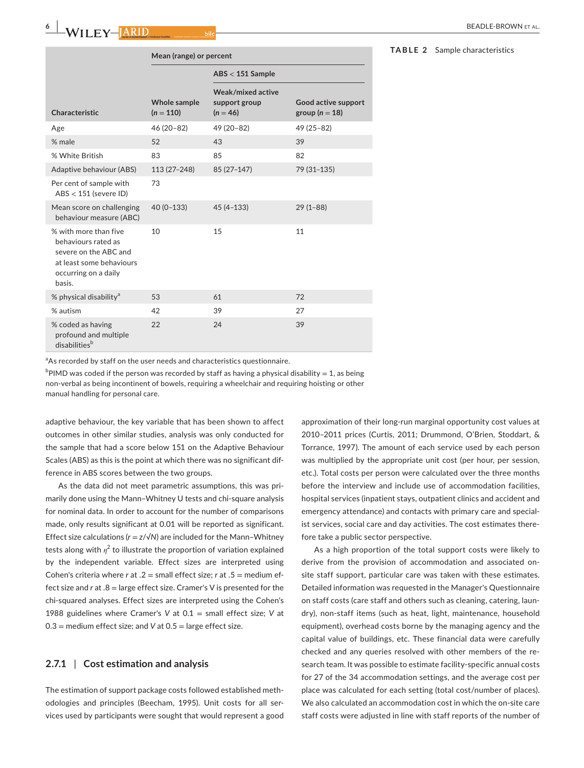**TABLE 2** Sample characteristics

| Characteristic | Mean (range) or percent | | |
|---|---|---|---|
| | | ABS < 151 Sample | |
| | Whole sample (n = 110) | Weak/mixed active support group (n = 46) | Good active support group (n = 18) |
| Age | 46 (20–82) | 49 (20–82) | 49 (25–82) |
| % male | 52 | 43 | 39 |
| % White British | 83 | 85 | 82 |
| Adaptive behaviour (ABS) | 113 (27–248) | 85 (27–147) | 79 (31–135) |
| Per cent of sample with ABS < 151 (severe ID) | 73 | | |
| Mean score on challenging behaviour measure (ABC) | 40 (0–133) | 45 (4–133) | 29 (1–88) |
| % with more than five behaviours rated as severe on the ABC and at least some behaviours occurring on a daily basis. | 10 | 15 | 11 |
| % physical disability[a] | 53 | 61 | 72 |
| % autism | 42 | 39 | 27 |
| % coded as having profound and multiple disabilities[b] | 22 | 24 | 39 |

[a]As recorded by staff on the user needs and characteristics questionnaire.

[b]PIMD was coded if the person was recorded by staff as having a physical disability = 1, as being non-verbal as being incontinent of bowels, requiring a wheelchair and requiring hoisting or other manual handling for personal care.

adaptive behaviour, the key variable that has been shown to affect outcomes in other similar studies, analysis was only conducted for the sample that had a score below 151 on the Adaptive Behaviour Scales (ABS) as this is the point at which there was no significant difference in ABS scores between the two groups.

As the data did not meet parametric assumptions, this was primarily done using the Mann–Whitney U tests and chi-square analysis for nominal data. In order to account for the number of comparisons made, only results significant at 0.01 will be reported as significant. Effect size calculations ($r = z/\sqrt{N}$) are included for the Mann–Whitney tests along with $\eta^2$ to illustrate the proportion of variation explained by the independent variable. Effect sizes are interpreted using Cohen's criteria where $r$ at .2 = small effect size; $r$ at .5 = medium effect size and $r$ at .8 = large effect size. Cramer's V is presented for the chi-squared analyses. Effect sizes are interpreted using the Cohen's 1988 guidelines where Cramer's $V$ at 0.1 = small effect size; $V$ at 0.3 = medium effect size; and $V$ at 0.5 = large effect size.

### 2.7.1 | Cost estimation and analysis

The estimation of support package costs followed established methodologies and principles (Beecham, 1995). Unit costs for all services used by participants were sought that would represent a good approximation of their long-run marginal opportunity cost values at 2010–2011 prices (Curtis, 2011; Drummond, O'Brien, Stoddart, & Torrance, 1997). The amount of each service used by each person was multiplied by the appropriate unit cost (per hour, per session, etc.). Total costs per person were calculated over the three months before the interview and include use of accommodation facilities, hospital services (inpatient stays, outpatient clinics and accident and emergency attendance) and contacts with primary care and specialist services, social care and day activities. The cost estimates therefore take a public sector perspective.

As a high proportion of the total support costs were likely to derive from the provision of accommodation and associated on-site staff support, particular care was taken with these estimates. Detailed information was requested in the Manager's Questionnaire on staff costs (care staff and others such as cleaning, catering, laundry), non-staff items (such as heat, light, maintenance, household equipment), overhead costs borne by the managing agency and the capital value of buildings, etc. These financial data were carefully checked and any queries resolved with other members of the research team. It was possible to estimate facility-specific annual costs for 27 of the 34 accommodation settings, and the average cost per place was calculated for each setting (total cost/number of places). We also calculated an accommodation cost in which the on-site care staff costs were adjusted in line with staff reports of the number of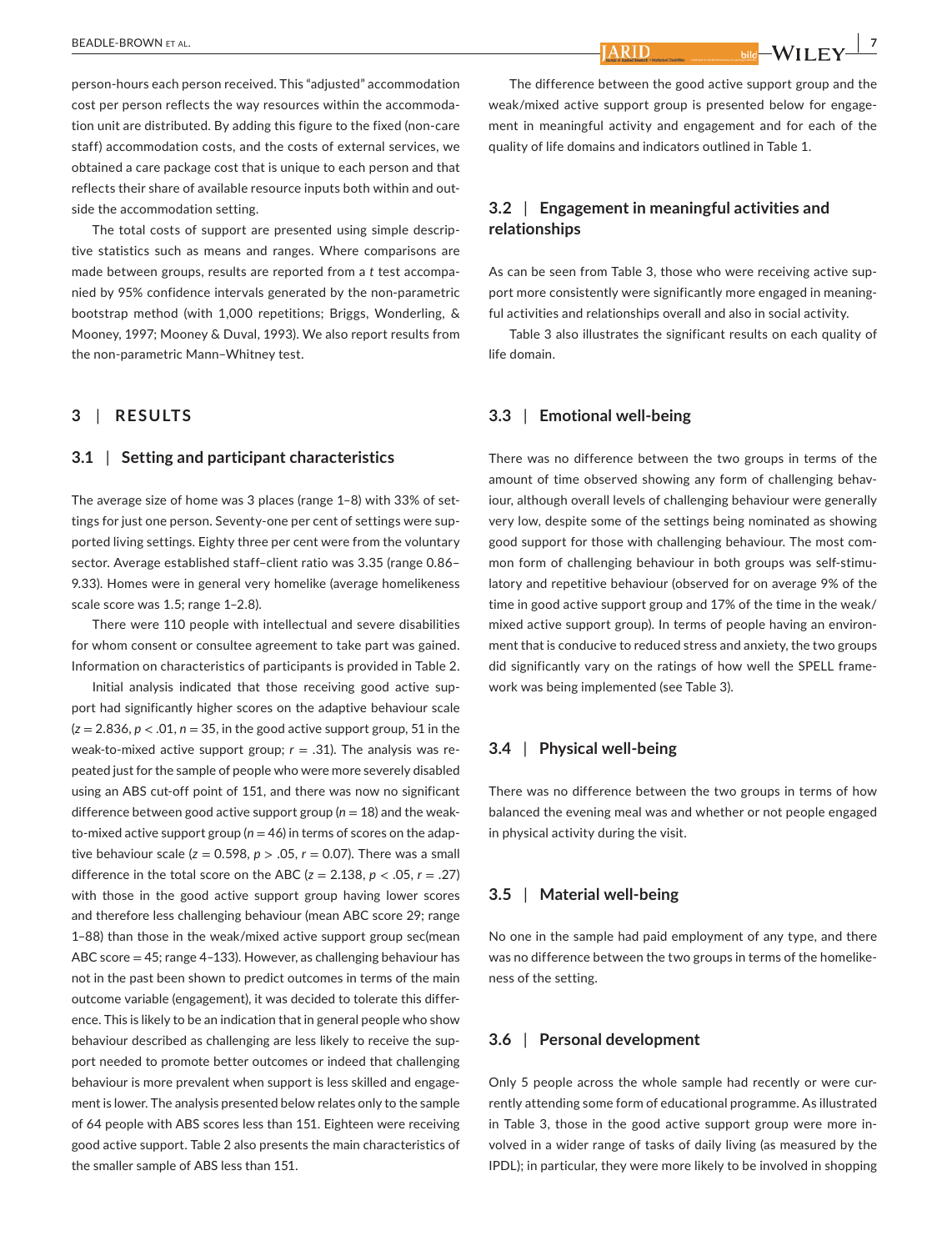person-hours each person received. This "adjusted" accommodation cost per person reflects the way resources within the accommodation unit are distributed. By adding this figure to the fixed (non-care staff) accommodation costs, and the costs of external services, we obtained a care package cost that is unique to each person and that reflects their share of available resource inputs both within and outside the accommodation setting.

The total costs of support are presented using simple descriptive statistics such as means and ranges. Where comparisons are made between groups, results are reported from a *t* test accompanied by 95% confidence intervals generated by the non-parametric bootstrap method (with 1,000 repetitions; Briggs, Wonderling, & Mooney, 1997; Mooney & Duval, 1993). We also report results from the non-parametric Mann–Whitney test.

## 3 | RESULTS

### 3.1 | Setting and participant characteristics

The average size of home was 3 places (range 1–8) with 33% of settings for just one person. Seventy-one per cent of settings were supported living settings. Eighty three per cent were from the voluntary sector. Average established staff–client ratio was 3.35 (range 0.86–9.33). Homes were in general very homelike (average homelikeness scale score was 1.5; range 1–2.8).

There were 110 people with intellectual and severe disabilities for whom consent or consultee agreement to take part was gained. Information on characteristics of participants is provided in Table 2.

Initial analysis indicated that those receiving good active support had significantly higher scores on the adaptive behaviour scale ($z = 2.836$, $p < .01$, $n = 35$, in the good active support group, 51 in the weak-to-mixed active support group; $r = .31$). The analysis was repeated just for the sample of people who were more severely disabled using an ABS cut-off point of 151, and there was now no significant difference between good active support group ($n = 18$) and the weak-to-mixed active support group ($n = 46$) in terms of scores on the adaptive behaviour scale ($z = 0.598$, $p > .05$, $r = 0.07$). There was a small difference in the total score on the ABC ($z = 2.138$, $p < .05$, $r = .27$) with those in the good active support group having lower scores and therefore less challenging behaviour (mean ABC score 29; range 1–88) than those in the weak/mixed active support group sec(mean ABC score = 45; range 4–133). However, as challenging behaviour has not in the past been shown to predict outcomes in terms of the main outcome variable (engagement), it was decided to tolerate this difference. This is likely to be an indication that in general people who show behaviour described as challenging are less likely to receive the support needed to promote better outcomes or indeed that challenging behaviour is more prevalent when support is less skilled and engagement is lower. The analysis presented below relates only to the sample of 64 people with ABS scores less than 151. Eighteen were receiving good active support. Table 2 also presents the main characteristics of the smaller sample of ABS less than 151.

The difference between the good active support group and the weak/mixed active support group is presented below for engagement in meaningful activity and engagement and for each of the quality of life domains and indicators outlined in Table 1.

### 3.2 | Engagement in meaningful activities and relationships

As can be seen from Table 3, those who were receiving active support more consistently were significantly more engaged in meaningful activities and relationships overall and also in social activity.

Table 3 also illustrates the significant results on each quality of life domain.

### 3.3 | Emotional well-being

There was no difference between the two groups in terms of the amount of time observed showing any form of challenging behaviour, although overall levels of challenging behaviour were generally very low, despite some of the settings being nominated as showing good support for those with challenging behaviour. The most common form of challenging behaviour in both groups was self-stimulatory and repetitive behaviour (observed for on average 9% of the time in good active support group and 17% of the time in the weak/mixed active support group). In terms of people having an environment that is conducive to reduced stress and anxiety, the two groups did significantly vary on the ratings of how well the SPELL framework was being implemented (see Table 3).

### 3.4 | Physical well-being

There was no difference between the two groups in terms of how balanced the evening meal was and whether or not people engaged in physical activity during the visit.

### 3.5 | Material well-being

No one in the sample had paid employment of any type, and there was no difference between the two groups in terms of the homelikeness of the setting.

### 3.6 | Personal development

Only 5 people across the whole sample had recently or were currently attending some form of educational programme. As illustrated in Table 3, those in the good active support group were more involved in a wider range of tasks of daily living (as measured by the IPDL); in particular, they were more likely to be involved in shopping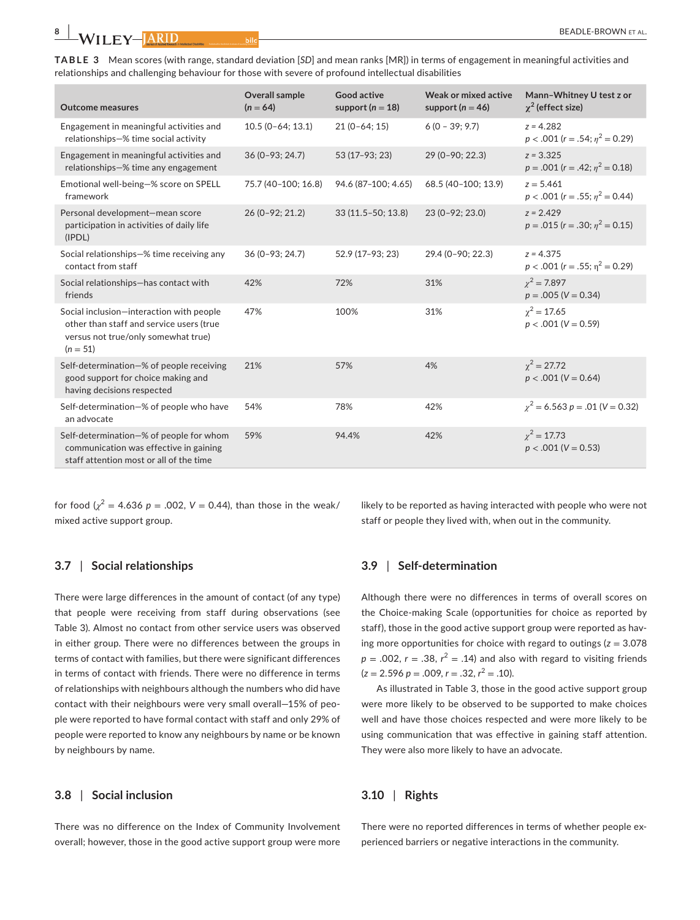**TABLE 3** Mean scores (with range, standard deviation [*SD*] and mean ranks [MR]) in terms of engagement in meaningful activities and relationships and challenging behaviour for those with severe of profound intellectual disabilities

| Outcome measures | Overall sample ($n$ = 64) | Good active support ($n$ = 18) | Weak or mixed active support ($n$ = 46) | Mann–Whitney U test z or $\chi^2$ (effect size) |
|---|---|---|---|---|
| Engagement in meaningful activities and relationships—% time social activity | 10.5 (0–64; 13.1) | 21 (0–64; 15) | 6 (0 – 39; 9.7) | $z$ = 4.282 $p$ < .001 ($r$ = .54; $\eta^2$ = 0.29) |
| Engagement in meaningful activities and relationships—% time any engagement | 36 (0–93; 24.7) | 53 (17–93; 23) | 29 (0–90; 22.3) | $z$ = 3.325 $p$ = .001 ($r$ = .42; $\eta^2$ = 0.18) |
| Emotional well-being—% score on SPELL framework | 75.7 (40–100; 16.8) | 94.6 (87–100; 4.65) | 68.5 (40–100; 13.9) | $z$ = 5.461 $p$ < .001 ($r$ = .55; $\eta^2$ = 0.44) |
| Personal development—mean score participation in activities of daily life (IPDL) | 26 (0–92; 21.2) | 33 (11.5–50; 13.8) | 23 (0–92; 23.0) | $z$ = 2.429 $p$ = .015 ($r$ = .30; $\eta^2$ = 0.15) |
| Social relationships—% time receiving any contact from staff | 36 (0–93; 24.7) | 52.9 (17–93; 23) | 29.4 (0–90; 22.3) | $z$ = 4.375 $p$ < .001 ($r$ = .55; $\eta^2$ = 0.29) |
| Social relationships—has contact with friends | 42% | 72% | 31% | $\chi^2$ = 7.897 $p$ = .005 ($V$ = 0.34) |
| Social inclusion—interaction with people other than staff and service users (true versus not true/only somewhat true) ($n$ = 51) | 47% | 100% | 31% | $\chi^2$ = 17.65 $p$ < .001 ($V$ = 0.59) |
| Self-determination—% of people receiving good support for choice making and having decisions respected | 21% | 57% | 4% | $\chi^2$ = 27.72 $p$ < .001 ($V$ = 0.64) |
| Self-determination—% of people who have an advocate | 54% | 78% | 42% | $\chi^2$ = 6.563 $p$ = .01 ($V$ = 0.32) |
| Self-determination—% of people for whom communication was effective in gaining staff attention most or all of the time | 59% | 94.4% | 42% | $\chi^2$ = 17.73 $p$ < .001 ($V$ = 0.53) |

for food ($\chi^2$ = 4.636 $p$ = .002, $V$ = 0.44), than those in the weak/mixed active support group.

### 3.7 | Social relationships

There were large differences in the amount of contact (of any type) that people were receiving from staff during observations (see Table 3). Almost no contact from other service users was observed in either group. There were no differences between the groups in terms of contact with families, but there were significant differences in terms of contact with friends. There were no difference in terms of relationships with neighbours although the numbers who did have contact with their neighbours were very small overall—15% of people were reported to have formal contact with staff and only 29% of people were reported to know any neighbours by name or be known by neighbours by name.

### 3.8 | Social inclusion

There was no difference on the Index of Community Involvement overall; however, those in the good active support group were more likely to be reported as having interacted with people who were not staff or people they lived with, when out in the community.

### 3.9 | Self-determination

Although there were no differences in terms of overall scores on the Choice-making Scale (opportunities for choice as reported by staff), those in the good active support group were reported as having more opportunities for choice with regard to outings ($z$ = 3.078 $p$ = .002, $r$ = .38, $r^2$ = .14) and also with regard to visiting friends ($z$ = 2.596 $p$ = .009, $r$ = .32, $r^2$ = .10).

As illustrated in Table 3, those in the good active support group were more likely to be observed to be supported to make choices well and have those choices respected and were more likely to be using communication that was effective in gaining staff attention. They were also more likely to have an advocate.

### 3.10 | Rights

There were no reported differences in terms of whether people experienced barriers or negative interactions in the community.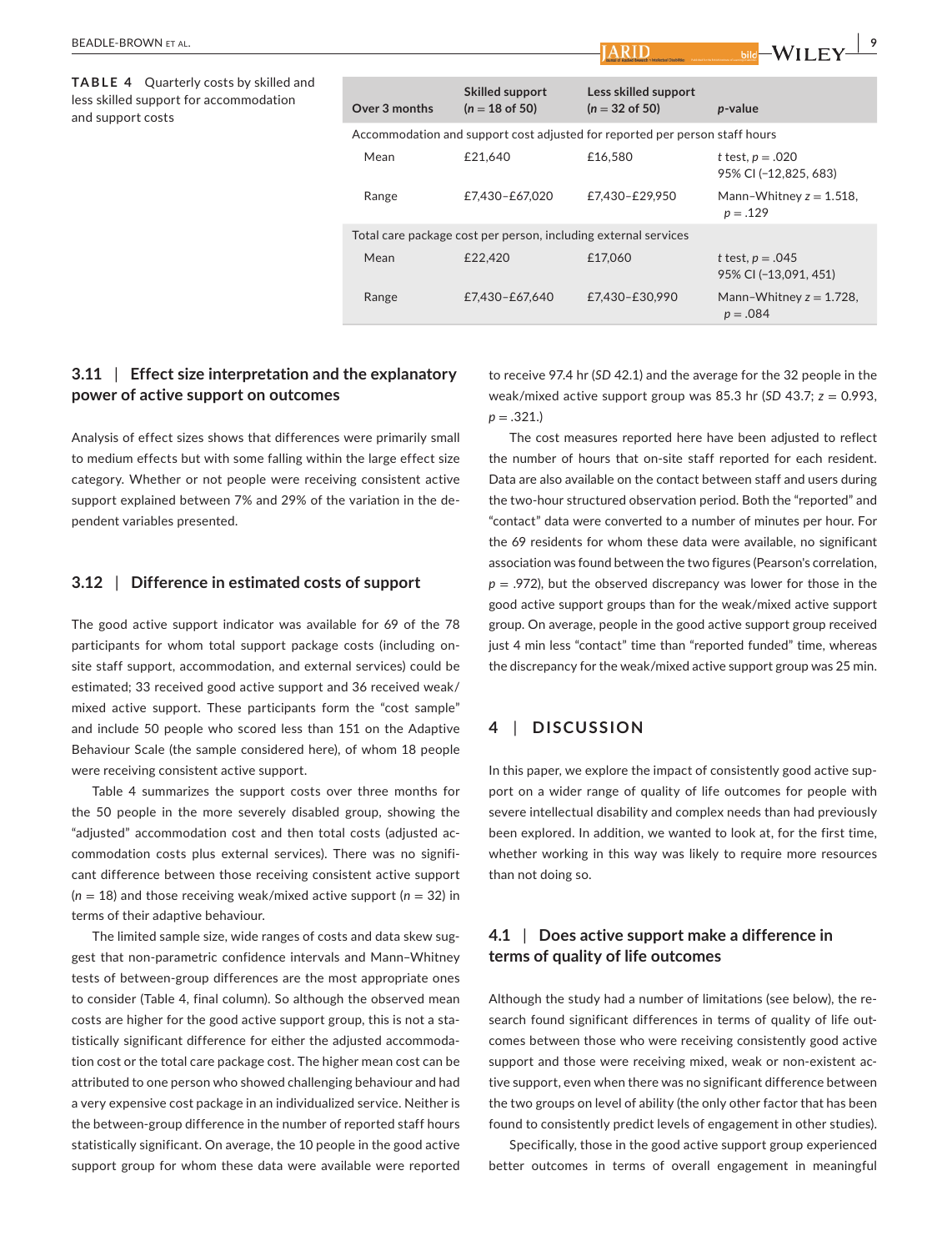**TABLE 4** Quarterly costs by skilled and less skilled support for accommodation and support costs

| Over 3 months | Skilled support ($n$ = 18 of 50) | Less skilled support ($n$ = 32 of 50) | $p$-value |
|---|---|---|---|
| Accommodation and support cost adjusted for reported per person staff hours | | | |
| Mean | £21,640 | £16,580 | $t$ test, $p = .020$ 95% CI (−12,825, 683) |
| Range | £7,430–£67,020 | £7,430–£29,950 | Mann–Whitney $z = 1.518$, $p = .129$ |
| Total care package cost per person, including external services | | | |
| Mean | £22,420 | £17,060 | $t$ test, $p = .045$ 95% CI (−13,091, 451) |
| Range | £7,430–£67,640 | £7,430–£30,990 | Mann–Whitney $z = 1.728$, $p = .084$ |

### 3.11 | Effect size interpretation and the explanatory power of active support on outcomes

Analysis of effect sizes shows that differences were primarily small to medium effects but with some falling within the large effect size category. Whether or not people were receiving consistent active support explained between 7% and 29% of the variation in the dependent variables presented.

### 3.12 | Difference in estimated costs of support

The good active support indicator was available for 69 of the 78 participants for whom total support package costs (including on-site staff support, accommodation, and external services) could be estimated; 33 received good active support and 36 received weak/mixed active support. These participants form the "cost sample" and include 50 people who scored less than 151 on the Adaptive Behaviour Scale (the sample considered here), of whom 18 people were receiving consistent active support.

Table 4 summarizes the support costs over three months for the 50 people in the more severely disabled group, showing the "adjusted" accommodation cost and then total costs (adjusted accommodation costs plus external services). There was no significant difference between those receiving consistent active support ($n$ = 18) and those receiving weak/mixed active support ($n$ = 32) in terms of their adaptive behaviour.

The limited sample size, wide ranges of costs and data skew suggest that non-parametric confidence intervals and Mann–Whitney tests of between-group differences are the most appropriate ones to consider (Table 4, final column). So although the observed mean costs are higher for the good active support group, this is not a statistically significant difference for either the adjusted accommodation cost or the total care package cost. The higher mean cost can be attributed to one person who showed challenging behaviour and had a very expensive cost package in an individualized service. Neither is the between-group difference in the number of reported staff hours statistically significant. On average, the 10 people in the good active support group for whom these data were available were reported to receive 97.4 hr ($SD$ 42.1) and the average for the 32 people in the weak/mixed active support group was 85.3 hr ($SD$ 43.7; $z = 0.993$, $p = .321$.)

The cost measures reported here have been adjusted to reflect the number of hours that on-site staff reported for each resident. Data are also available on the contact between staff and users during the two-hour structured observation period. Both the "reported" and "contact" data were converted to a number of minutes per hour. For the 69 residents for whom these data were available, no significant association was found between the two figures (Pearson's correlation, $p = .972$), but the observed discrepancy was lower for those in the good active support groups than for the weak/mixed active support group. On average, people in the good active support group received just 4 min less "contact" time than "reported funded" time, whereas the discrepancy for the weak/mixed active support group was 25 min.

## 4 | DISCUSSION

In this paper, we explore the impact of consistently good active support on a wider range of quality of life outcomes for people with severe intellectual disability and complex needs than had previously been explored. In addition, we wanted to look at, for the first time, whether working in this way was likely to require more resources than not doing so.

### 4.1 | Does active support make a difference in terms of quality of life outcomes

Although the study had a number of limitations (see below), the research found significant differences in terms of quality of life outcomes between those who were receiving consistently good active support and those were receiving mixed, weak or non-existent active support, even when there was no significant difference between the two groups on level of ability (the only other factor that has been found to consistently predict levels of engagement in other studies).

Specifically, those in the good active support group experienced better outcomes in terms of overall engagement in meaningful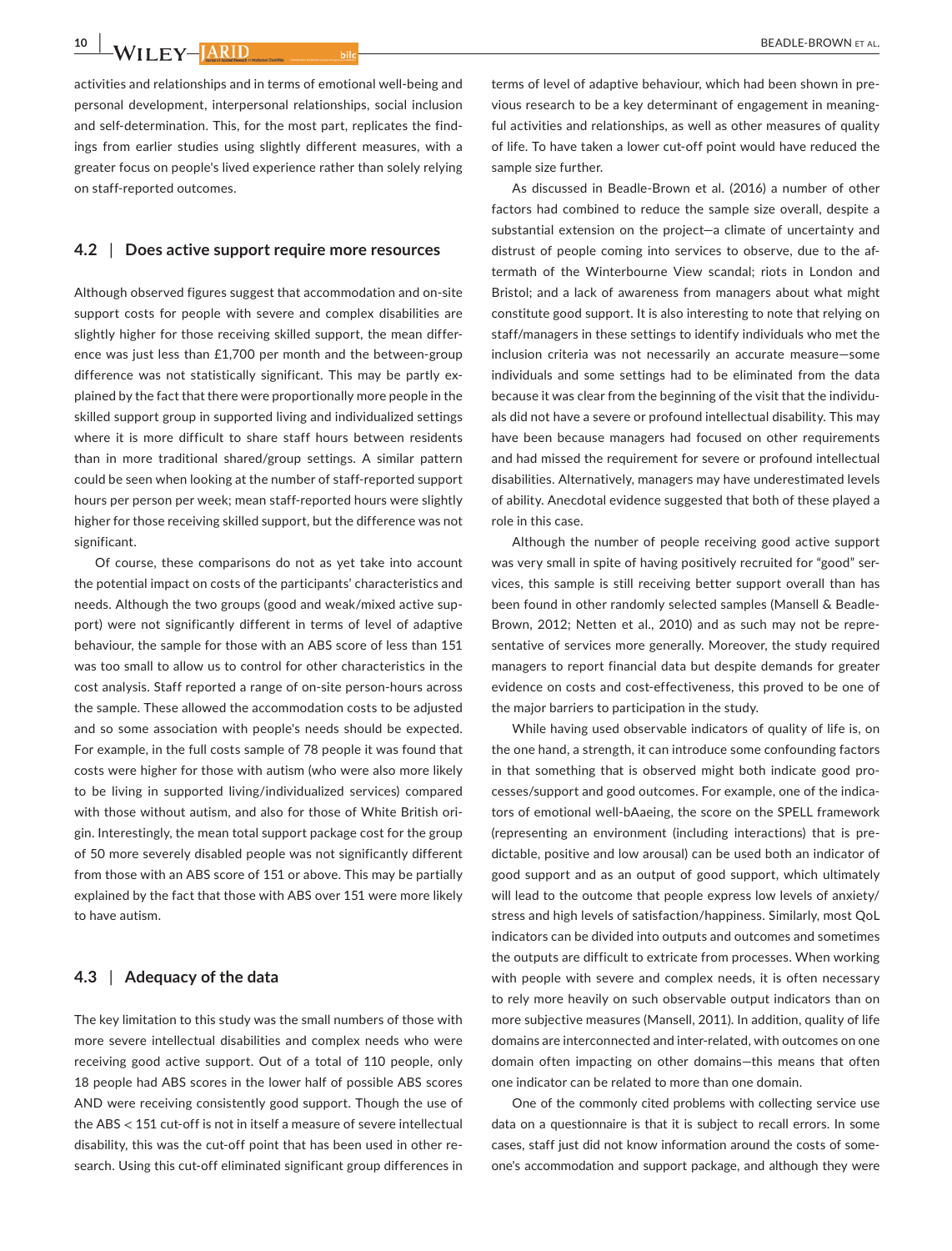activities and relationships and in terms of emotional well-being and personal development, interpersonal relationships, social inclusion and self-determination. This, for the most part, replicates the findings from earlier studies using slightly different measures, with a greater focus on people's lived experience rather than solely relying on staff-reported outcomes.

### 4.2 | Does active support require more resources

Although observed figures suggest that accommodation and on-site support costs for people with severe and complex disabilities are slightly higher for those receiving skilled support, the mean difference was just less than £1,700 per month and the between-group difference was not statistically significant. This may be partly explained by the fact that there were proportionally more people in the skilled support group in supported living and individualized settings where it is more difficult to share staff hours between residents than in more traditional shared/group settings. A similar pattern could be seen when looking at the number of staff-reported support hours per person per week; mean staff-reported hours were slightly higher for those receiving skilled support, but the difference was not significant.

Of course, these comparisons do not as yet take into account the potential impact on costs of the participants' characteristics and needs. Although the two groups (good and weak/mixed active support) were not significantly different in terms of level of adaptive behaviour, the sample for those with an ABS score of less than 151 was too small to allow us to control for other characteristics in the cost analysis. Staff reported a range of on-site person-hours across the sample. These allowed the accommodation costs to be adjusted and so some association with people's needs should be expected. For example, in the full costs sample of 78 people it was found that costs were higher for those with autism (who were also more likely to be living in supported living/individualized services) compared with those without autism, and also for those of White British origin. Interestingly, the mean total support package cost for the group of 50 more severely disabled people was not significantly different from those with an ABS score of 151 or above. This may be partially explained by the fact that those with ABS over 151 were more likely to have autism.

### 4.3 | Adequacy of the data

The key limitation to this study was the small numbers of those with more severe intellectual disabilities and complex needs who were receiving good active support. Out of a total of 110 people, only 18 people had ABS scores in the lower half of possible ABS scores AND were receiving consistently good support. Though the use of the ABS < 151 cut-off is not in itself a measure of severe intellectual disability, this was the cut-off point that has been used in other research. Using this cut-off eliminated significant group differences in terms of level of adaptive behaviour, which had been shown in previous research to be a key determinant of engagement in meaningful activities and relationships, as well as other measures of quality of life. To have taken a lower cut-off point would have reduced the sample size further.

As discussed in Beadle-Brown et al. (2016) a number of other factors had combined to reduce the sample size overall, despite a substantial extension on the project—a climate of uncertainty and distrust of people coming into services to observe, due to the aftermath of the Winterbourne View scandal; riots in London and Bristol; and a lack of awareness from managers about what might constitute good support. It is also interesting to note that relying on staff/managers in these settings to identify individuals who met the inclusion criteria was not necessarily an accurate measure—some individuals and some settings had to be eliminated from the data because it was clear from the beginning of the visit that the individuals did not have a severe or profound intellectual disability. This may have been because managers had focused on other requirements and had missed the requirement for severe or profound intellectual disabilities. Alternatively, managers may have underestimated levels of ability. Anecdotal evidence suggested that both of these played a role in this case.

Although the number of people receiving good active support was very small in spite of having positively recruited for "good" services, this sample is still receiving better support overall than has been found in other randomly selected samples (Mansell & Beadle-Brown, 2012; Netten et al., 2010) and as such may not be representative of services more generally. Moreover, the study required managers to report financial data but despite demands for greater evidence on costs and cost-effectiveness, this proved to be one of the major barriers to participation in the study.

While having used observable indicators of quality of life is, on the one hand, a strength, it can introduce some confounding factors in that something that is observed might both indicate good processes/support and good outcomes. For example, one of the indicators of emotional well-bAaeing, the score on the SPELL framework (representing an environment (including interactions) that is predictable, positive and low arousal) can be used both an indicator of good support and as an output of good support, which ultimately will lead to the outcome that people express low levels of anxiety/stress and high levels of satisfaction/happiness. Similarly, most QoL indicators can be divided into outputs and outcomes and sometimes the outputs are difficult to extricate from processes. When working with people with severe and complex needs, it is often necessary to rely more heavily on such observable output indicators than on more subjective measures (Mansell, 2011). In addition, quality of life domains are interconnected and inter-related, with outcomes on one domain often impacting on other domains—this means that often one indicator can be related to more than one domain.

One of the commonly cited problems with collecting service use data on a questionnaire is that it is subject to recall errors. In some cases, staff just did not know information around the costs of someone's accommodation and support package, and although they were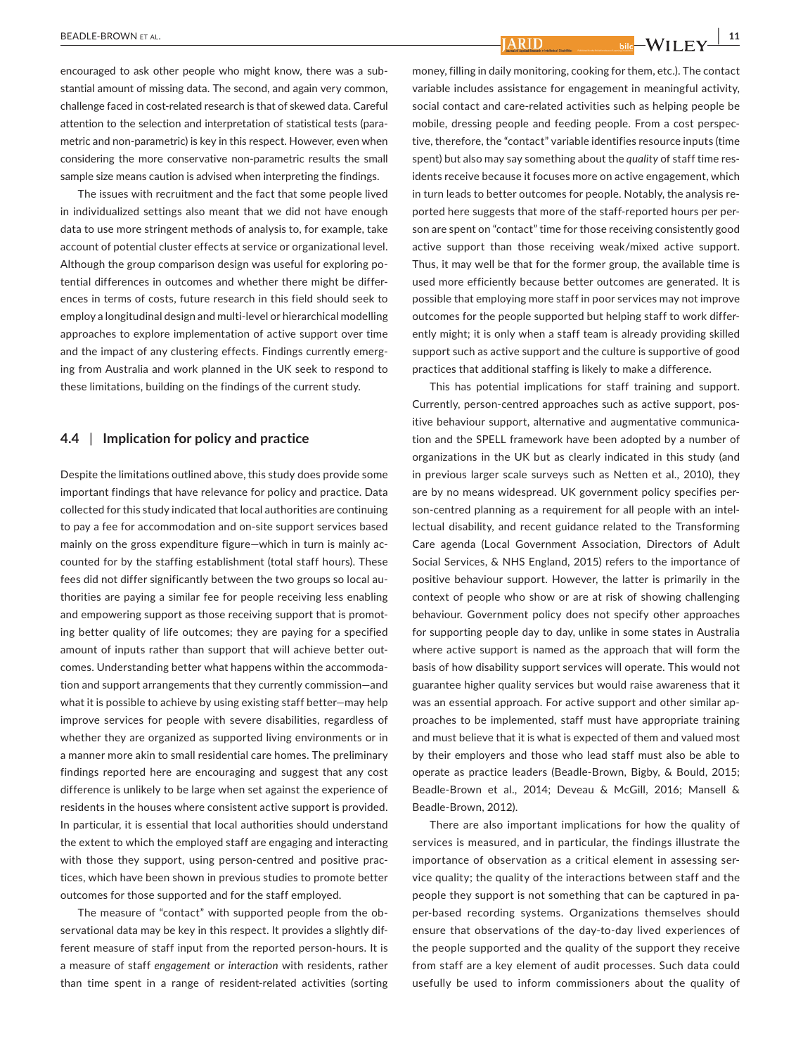encouraged to ask other people who might know, there was a substantial amount of missing data. The second, and again very common, challenge faced in cost-related research is that of skewed data. Careful attention to the selection and interpretation of statistical tests (parametric and non-parametric) is key in this respect. However, even when considering the more conservative non-parametric results the small sample size means caution is advised when interpreting the findings.

The issues with recruitment and the fact that some people lived in individualized settings also meant that we did not have enough data to use more stringent methods of analysis to, for example, take account of potential cluster effects at service or organizational level. Although the group comparison design was useful for exploring potential differences in outcomes and whether there might be differences in terms of costs, future research in this field should seek to employ a longitudinal design and multi-level or hierarchical modelling approaches to explore implementation of active support over time and the impact of any clustering effects. Findings currently emerging from Australia and work planned in the UK seek to respond to these limitations, building on the findings of the current study.

### 4.4 | Implication for policy and practice

Despite the limitations outlined above, this study does provide some important findings that have relevance for policy and practice. Data collected for this study indicated that local authorities are continuing to pay a fee for accommodation and on-site support services based mainly on the gross expenditure figure—which in turn is mainly accounted for by the staffing establishment (total staff hours). These fees did not differ significantly between the two groups so local authorities are paying a similar fee for people receiving less enabling and empowering support as those receiving support that is promoting better quality of life outcomes; they are paying for a specified amount of inputs rather than support that will achieve better outcomes. Understanding better what happens within the accommodation and support arrangements that they currently commission—and what it is possible to achieve by using existing staff better—may help improve services for people with severe disabilities, regardless of whether they are organized as supported living environments or in a manner more akin to small residential care homes. The preliminary findings reported here are encouraging and suggest that any cost difference is unlikely to be large when set against the experience of residents in the houses where consistent active support is provided. In particular, it is essential that local authorities should understand the extent to which the employed staff are engaging and interacting with those they support, using person-centred and positive practices, which have been shown in previous studies to promote better outcomes for those supported and for the staff employed.

The measure of "contact" with supported people from the observational data may be key in this respect. It provides a slightly different measure of staff input from the reported person-hours. It is a measure of staff *engagement* or *interaction* with residents, rather than time spent in a range of resident-related activities (sorting money, filling in daily monitoring, cooking for them, etc.). The contact variable includes assistance for engagement in meaningful activity, social contact and care-related activities such as helping people be mobile, dressing people and feeding people. From a cost perspective, therefore, the "contact" variable identifies resource inputs (time spent) but also may say something about the *quality* of staff time residents receive because it focuses more on active engagement, which in turn leads to better outcomes for people. Notably, the analysis reported here suggests that more of the staff-reported hours per person are spent on "contact" time for those receiving consistently good active support than those receiving weak/mixed active support. Thus, it may well be that for the former group, the available time is used more efficiently because better outcomes are generated. It is possible that employing more staff in poor services may not improve outcomes for the people supported but helping staff to work differently might; it is only when a staff team is already providing skilled support such as active support and the culture is supportive of good practices that additional staffing is likely to make a difference.

This has potential implications for staff training and support. Currently, person-centred approaches such as active support, positive behaviour support, alternative and augmentative communication and the SPELL framework have been adopted by a number of organizations in the UK but as clearly indicated in this study (and in previous larger scale surveys such as Netten et al., 2010), they are by no means widespread. UK government policy specifies person-centred planning as a requirement for all people with an intellectual disability, and recent guidance related to the Transforming Care agenda (Local Government Association, Directors of Adult Social Services, & NHS England, 2015) refers to the importance of positive behaviour support. However, the latter is primarily in the context of people who show or are at risk of showing challenging behaviour. Government policy does not specify other approaches for supporting people day to day, unlike in some states in Australia where active support is named as the approach that will form the basis of how disability support services will operate. This would not guarantee higher quality services but would raise awareness that it was an essential approach. For active support and other similar approaches to be implemented, staff must have appropriate training and must believe that it is what is expected of them and valued most by their employers and those who lead staff must also be able to operate as practice leaders (Beadle-Brown, Bigby, & Bould, 2015; Beadle-Brown et al., 2014; Deveau & McGill, 2016; Mansell & Beadle-Brown, 2012).

There are also important implications for how the quality of services is measured, and in particular, the findings illustrate the importance of observation as a critical element in assessing service quality; the quality of the interactions between staff and the people they support is not something that can be captured in paper-based recording systems. Organizations themselves should ensure that observations of the day-to-day lived experiences of the people supported and the quality of the support they receive from staff are a key element of audit processes. Such data could usefully be used to inform commissioners about the quality of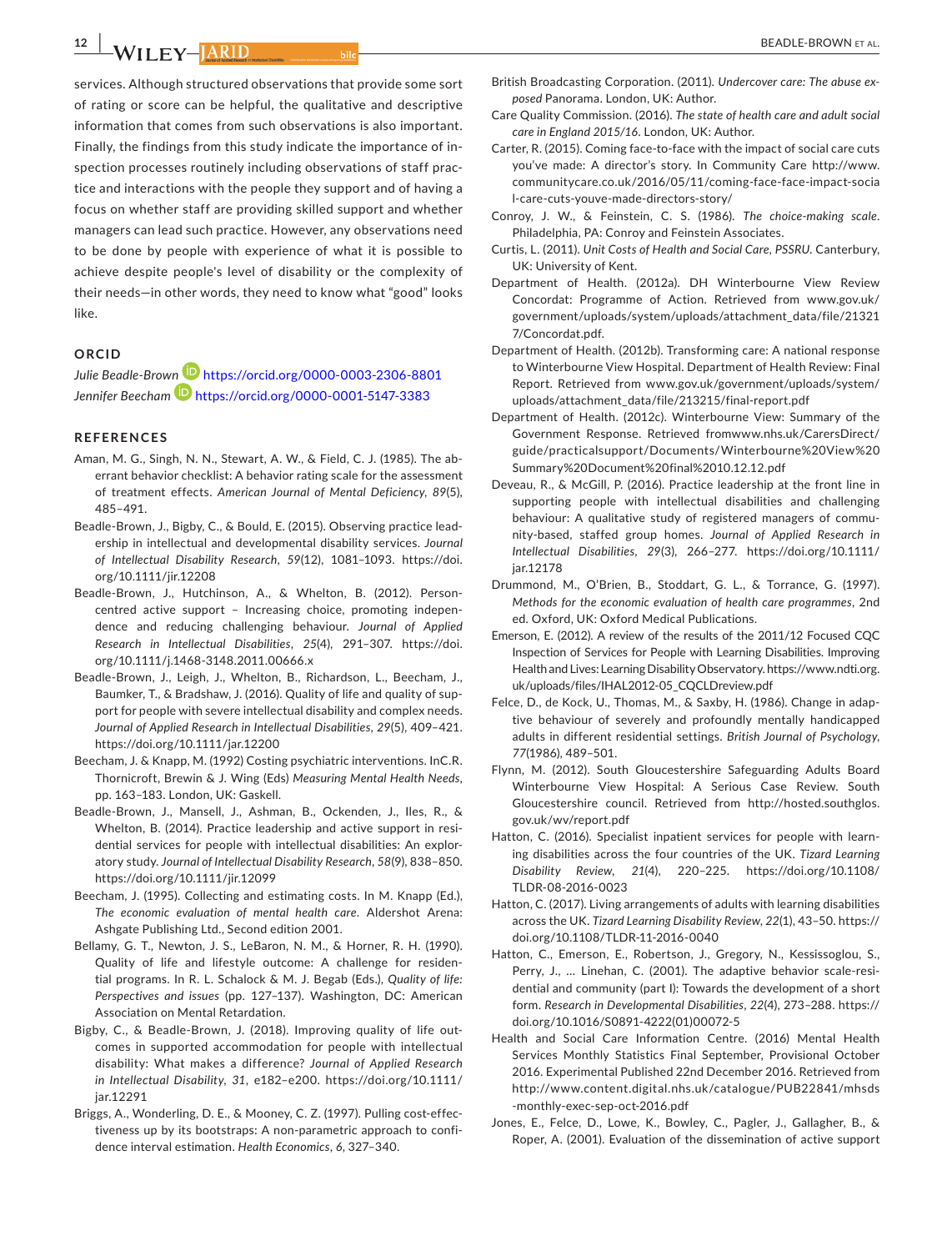services. Although structured observations that provide some sort of rating or score can be helpful, the qualitative and descriptive information that comes from such observations is also important. Finally, the findings from this study indicate the importance of inspection processes routinely including observations of staff practice and interactions with the people they support and of having a focus on whether staff are providing skilled support and whether managers can lead such practice. However, any observations need to be done by people with experience of what it is possible to achieve despite people's level of disability or the complexity of their needs—in other words, they need to know what "good" looks like.

## ORCID

*Julie Beadle-Brown* https://orcid.org/0000-0003-2306-8801
*Jennifer Beecham* https://orcid.org/0000-0001-5147-3383

## REFERENCES

Aman, M. G., Singh, N. N., Stewart, A. W., & Field, C. J. (1985). The aberrant behavior checklist: A behavior rating scale for the assessment of treatment effects. *American Journal of Mental Deficiency*, *89*(5), 485–491.

Beadle-Brown, J., Bigby, C., & Bould, E. (2015). Observing practice leadership in intellectual and developmental disability services. *Journal of Intellectual Disability Research*, *59*(12), 1081–1093. https://doi.org/10.1111/jir.12208

Beadle-Brown, J., Hutchinson, A., & Whelton, B. (2012). Person-centred active support – Increasing choice, promoting independence and reducing challenging behaviour. *Journal of Applied Research in Intellectual Disabilities*, *25*(4), 291–307. https://doi.org/10.1111/j.1468-3148.2011.00666.x

Beadle-Brown, J., Leigh, J., Whelton, B., Richardson, L., Beecham, J., Baumker, T., & Bradshaw, J. (2016). Quality of life and quality of support for people with severe intellectual disability and complex needs. *Journal of Applied Research in Intellectual Disabilities*, *29*(5), 409–421. https://doi.org/10.1111/jar.12200

Beecham, J. & Knapp, M. (1992) Costing psychiatric interventions. InC.R. Thornicroft, Brewin & J. Wing (Eds) *Measuring Mental Health Needs*, pp. 163–183. London, UK: Gaskell.

Beadle-Brown, J., Mansell, J., Ashman, B., Ockenden, J., Iles, R., & Whelton, B. (2014). Practice leadership and active support in residential services for people with intellectual disabilities: An exploratory study. *Journal of Intellectual Disability Research*, *58*(9), 838–850. https://doi.org/10.1111/jir.12099

Beecham, J. (1995). Collecting and estimating costs. In M. Knapp (Ed.), *The economic evaluation of mental health care*. Aldershot Arena: Ashgate Publishing Ltd., Second edition 2001.

Bellamy, G. T., Newton, J. S., LeBaron, N. M., & Horner, R. H. (1990). Quality of life and lifestyle outcome: A challenge for residential programs. In R. L. Schalock & M. J. Begab (Eds.), *Quality of life: Perspectives and issues* (pp. 127–137). Washington, DC: American Association on Mental Retardation.

Bigby, C., & Beadle-Brown, J. (2018). Improving quality of life outcomes in supported accommodation for people with intellectual disability: What makes a difference? *Journal of Applied Research in Intellectual Disability*, *31*, e182–e200. https://doi.org/10.1111/jar.12291

Briggs, A., Wonderling, D. E., & Mooney, C. Z. (1997). Pulling cost-effectiveness up by its bootstraps: A non-parametric approach to confidence interval estimation. *Health Economics*, *6*, 327–340.

British Broadcasting Corporation. (2011). *Undercover care: The abuse exposed* Panorama. London, UK: Author.

Care Quality Commission. (2016). *The state of health care and adult social care in England 2015/16*. London, UK: Author.

Carter, R. (2015). Coming face-to-face with the impact of social care cuts you've made: A director's story. In Community Care http://www.communitycare.co.uk/2016/05/11/coming-face-face-impact-social-care-cuts-youve-made-directors-story/

Conroy, J. W., & Feinstein, C. S. (1986). *The choice-making scale*. Philadelphia, PA: Conroy and Feinstein Associates.

Curtis, L. (2011). *Unit Costs of Health and Social Care, PSSRU*. Canterbury, UK: University of Kent.

Department of Health. (2012a). DH Winterbourne View Review Concordat: Programme of Action. Retrieved from www.gov.uk/government/uploads/system/uploads/attachment_data/file/213217/Concordat.pdf.

Department of Health. (2012b). Transforming care: A national response to Winterbourne View Hospital. Department of Health Review: Final Report. Retrieved from www.gov.uk/government/uploads/system/uploads/attachment_data/file/213215/final-report.pdf

Department of Health. (2012c). Winterbourne View: Summary of the Government Response. Retrieved fromwww.nhs.uk/CarersDirect/guide/practicalsupport/Documents/Winterbourne%20View%20Summary%20Document%20final%2010.12.12.pdf

Deveau, R., & McGill, P. (2016). Practice leadership at the front line in supporting people with intellectual disabilities and challenging behaviour: A qualitative study of registered managers of community-based, staffed group homes. *Journal of Applied Research in Intellectual Disabilities*, *29*(3), 266–277. https://doi.org/10.1111/jar.12178

Drummond, M., O'Brien, B., Stoddart, G. L., & Torrance, G. (1997). *Methods for the economic evaluation of health care programmes*, 2nd ed. Oxford, UK: Oxford Medical Publications.

Emerson, E. (2012). A review of the results of the 2011/12 Focused CQC Inspection of Services for People with Learning Disabilities. Improving Health and Lives: Learning Disability Observatory. https://www.ndti.org.uk/uploads/files/IHAL2012-05_CQCLDreview.pdf

Felce, D., de Kock, U., Thomas, M., & Saxby, H. (1986). Change in adaptive behaviour of severely and profoundly mentally handicapped adults in different residential settings. *British Journal of Psychology*, *77*(1986), 489–501.

Flynn, M. (2012). South Gloucestershire Safeguarding Adults Board Winterbourne View Hospital: A Serious Case Review. South Gloucestershire council. Retrieved from http://hosted.southglos.gov.uk/wv/report.pdf

Hatton, C. (2016). Specialist inpatient services for people with learning disabilities across the four countries of the UK. *Tizard Learning Disability Review*, *21*(4), 220–225. https://doi.org/10.1108/TLDR-08-2016-0023

Hatton, C. (2017). Living arrangements of adults with learning disabilities across the UK. *Tizard Learning Disability Review*, *22*(1), 43–50. https://doi.org/10.1108/TLDR-11-2016-0040

Hatton, C., Emerson, E., Robertson, J., Gregory, N., Kessissoglou, S., Perry, J., … Linehan, C. (2001). The adaptive behavior scale-residential and community (part I): Towards the development of a short form. *Research in Developmental Disabilities*, *22*(4), 273–288. https://doi.org/10.1016/S0891-4222(01)00072-5

Health and Social Care Information Centre. (2016) Mental Health Services Monthly Statistics Final September, Provisional October 2016. Experimental Published 22nd December 2016. Retrieved from http://www.content.digital.nhs.uk/catalogue/PUB22841/mhsds-monthly-exec-sep-oct-2016.pdf

Jones, E., Felce, D., Lowe, K., Bowley, C., Pagler, J., Gallagher, B., & Roper, A. (2001). Evaluation of the dissemination of active support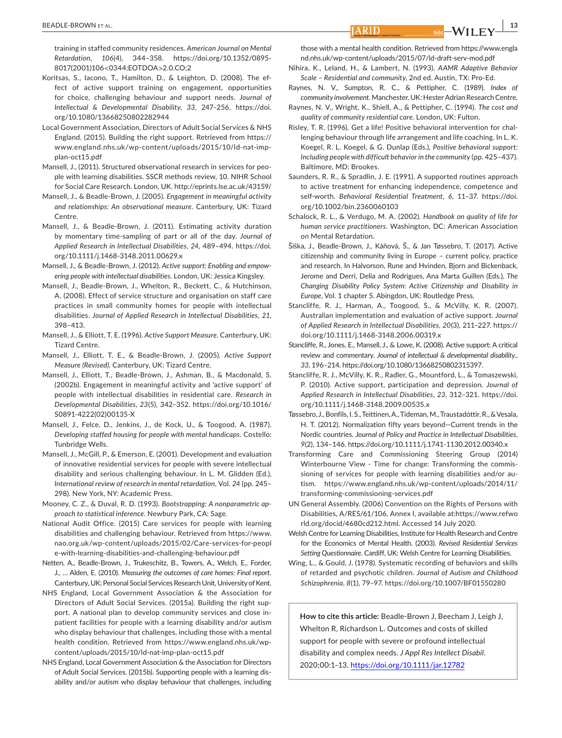training in staffed community residences. *American Journal on Mental Retardation*, *106*(4), 344–358. https://doi.org/10.1352/0895-8017(2001)106<0344:EOTDOA>2.0.CO;2

Koritsas, S., Iacono, T., Hamilton, D., & Leighton, D. (2008). The effect of active support training on engagement, opportunities for choice, challenging behaviour and support needs. *Journal of Intellectual & Developmental Disability*, *33*, 247–256. https://doi.org/10.1080/13668250802282944

Local Government Association, Directors of Adult Social Services & NHS England. (2015). Building the right support. Retrieved from https://www.england.nhs.uk/wp-content/uploads/2015/10/ld-nat-imp-plan-oct15.pdf

Mansell, J., (2011). Structured observational research in services for people with learning disabilities. SSCR methods review, 10. NIHR School for Social Care Research. London, UK. http://eprints.lse.ac.uk/43159/

Mansell, J., & Beadle-Brown, J. (2005). *Engagement in meaningful activity and relationships: An observational measure*. Canterbury, UK: Tizard Centre.

Mansell, J., & Beadle-Brown, J. (2011). Estimating activity duration by momentary time-sampling of part or all of the day. *Journal of Applied Research in Intellectual Disabilities*, *24*, 489–494. https://doi.org/10.1111/j.1468-3148.2011.00629.x

Mansell, J., & Beadle-Brown, J. (2012). *Active support: Enabling and empowering people with intellectual disabilities*. London, UK: Jessica Kingsley.

Mansell, J., Beadle-Brown, J., Whelton, R., Beckett, C., & Hutchinson, A. (2008). Effect of service structure and organisation on staff care practices in small community homes for people with intellectual disabilities. *Journal of Applied Research in Intellectual Disabilities*, *21*, 398–413.

Mansell, J., & Elliott, T. E. (1996). *Active Support Measure*. Canterbury, UK: Tizard Centre.

Mansell, J., Elliott, T. E., & Beadle-Brown, J. (2005). *Active Support Measure (Revised)*. Canterbury, UK: Tizard Centre.

Mansell, J., Elliott, T., Beadle-Brown, J., Ashman, B., & Macdonald, S. (2002b). Engagement in meaningful activity and 'active support' of people with intellectual disabilities in residential care. *Research in Developmental Disabilities*, *23*(5), 342–352. https://doi.org/10.1016/S0891-4222(02)00135-X

Mansell, J., Felce, D., Jenkins, J., de Kock, U., & Toogood, A. (1987). *Developing staffed housing for people with mental handicaps*. Costello: Tunbridge Wells.

Mansell, J., McGill, P., & Emerson, E. (2001). Development and evaluation of innovative residential services for people with severe intellectual disability and serious challenging behaviour. In L. M. Glidden (Ed.), *International review of research in mental retardation*, Vol. *24* (pp. 245–298). New York, NY: Academic Press.

Mooney, C. Z., & Duval, R. D. (1993). *Bootstrapping: A nonparametric approach to statistical inference*. Newbury Park, CA: Sage.

National Audit Office. (2015) Care services for people with learning disabilities and challenging behaviour. Retrieved from https://www.nao.org.uk/wp-content/uploads/2015/02/Care-services-for-people-with-learning-disabilities-and-challenging-behaviour.pdf

Netten, A., Beadle-Brown, J., Trukeschitz, B., Towers, A., Welch, E., Forder, J., … Alden, E. (2010). *Measuring the outcomes of care homes: Final report*. Canterbury, UK: Personal Social Services Research Unit, University of Kent.

NHS England, Local Government Association & the Association for Directors of Adult Social Services. (2015a). Building the right support. A national plan to develop community services and close inpatient facilities for people with a learning disability and/or autism who display behaviour that challenges, including those with a mental health condition. Retrieved from https://www.england.nhs.uk/wp-content/uploads/2015/10/ld-nat-imp-plan-oct15.pdf

NHS England, Local Government Association & the Association for Directors of Adult Social Services. (2015b). Supporting people with a learning disability and/or autism who display behaviour that challenges, including those with a mental health condition. Retrieved from https://www.england.nhs.uk/wp-content/uploads/2015/07/ld-draft-serv-mod.pdf

Nihira, K., Leland, H., & Lambert, N. (1993). *AAMR Adaptive Behavior Scale – Residential and community*, 2nd ed. Austin, TX: Pro-Ed.

Raynes, N. V., Sumpton, R. C., & Pettipher, C. (1989). *Index of community involvement*. Manchester, UK: Hester Adrian Research Centre.

Raynes, N. V., Wright, K., Shiell, A., & Pettipher, C. (1994). *The cost and quality of community residential care*. London, UK: Fulton.

Risley, T. R. (1996). Get a life! Positive behavioral intervention for challenging behaviour through life arrangement and life coaching. In L. K. Koegel, R. L. Koegel, & G. Dunlap (Eds.), *Positive behavioral support: Including people with difficult behavior in the community* (pp. 425–437). Baltimore, MD: Brookes.

Saunders, R. R., & Spradlin, J. E. (1991). A supported routines approach to active treatment for enhancing independence, competence and self-worth. *Behavioral Residential Treatment*, *6*, 11–37. https://doi.org/10.1002/bin.2360060103

Schalock, R. L., & Verdugo, M. A. (2002). *Handbook on quality of life for human service practitioners*. Washington, DC: American Association on Mental Retardation.

Šiška, J., Beadle-Brown, J., Káňová, Š., & Jan Tøssebro, T. (2017). Active citizenship and community living in Europe – current policy, practice and research. In Halvorson, Rune and Hvinden, Bjorn and Bickenback, Jerome and Derri, Delia and Rodrigues, Ana Marta Guillen (Eds.), *The Changing Disability Policy System: Active Citizenship and Disability in Europe*, Vol. 1 chapter 5. Abingdon, UK: Routledge Press.

Stancliffe, R. J., Harman, A., Toogood, S., & McVilly, K. R. (2007). Australian implementation and evaluation of active support. *Journal of Applied Research in Intellectual Disabilities*, *20*(3), 211–227. https://doi.org/10.1111/j.1468-3148.2006.00319.x

Stancliffe, R., Jones, E., Mansell, J., & Lowe, K. (2008). Active support: A critical review and commentary. *Journal of intellectual & developmental disability.*, *33*, 196–214. https://doi.org/10.1080/13668250802315397.

Stancliffe, R. J., McVilly, K. R., Radler, G., Mountford, L., & Tomaszewski, P. (2010). Active support, participation and depression. *Journal of Applied Research in Intellectual Disabilities*, *23*, 312–321. https://doi.org/10.1111/j.1468-3148.2009.00535.x

Tøssebro, J., Bonfils, I. S., Teittinen, A., Tideman, M., Traustadóttir, R., & Vesala, H. T. (2012). Normalization fifty years beyond—Current trends in the Nordic countries. *Journal of Policy and Practice in Intellectual Disabilities*, *9*(2), 134–146. https://doi.org/10.1111/j.1741-1130.2012.00340.x

Transforming Care and Commissioning Steering Group (2014) Winterbourne View - Time for change: Transforming the commissioning of services for people with learning disabilities and/or autism. https://www.england.nhs.uk/wp-content/uploads/2014/11/transforming-commissioning-services.pdf

UN General Assembly. (2006) Convention on the Rights of Persons with Disabilities, A/RES/61/106, Annex I, available at:https://www.refworld.org/docid/4680cd212.html. Accessed 14 July 2020.

Welsh Centre for Learning Disabilities, Institute for Health Research and Centre for the Economics of Mental Health. (2003). *Revised Residential Services Setting Questionnaire*. Cardiff, UK: Welsh Centre for Learning Disabilities.

Wing, L., & Gould, J. (1978). Systematic recording of behaviors and skills of retarded and psychotic children. *Journal of Autism and Childhood Schizophrenia*, *8*(1), 79–97. https://doi.org/10.1007/BF01550280

**How to cite this article:** Beadle-Brown J, Beecham J, Leigh J, Whelton R, Richardson L. Outcomes and costs of skilled support for people with severe or profound intellectual disability and complex needs. *J Appl Res Intellect Disabil*. 2020;00:1–13. https://doi.org/10.1111/jar.12782